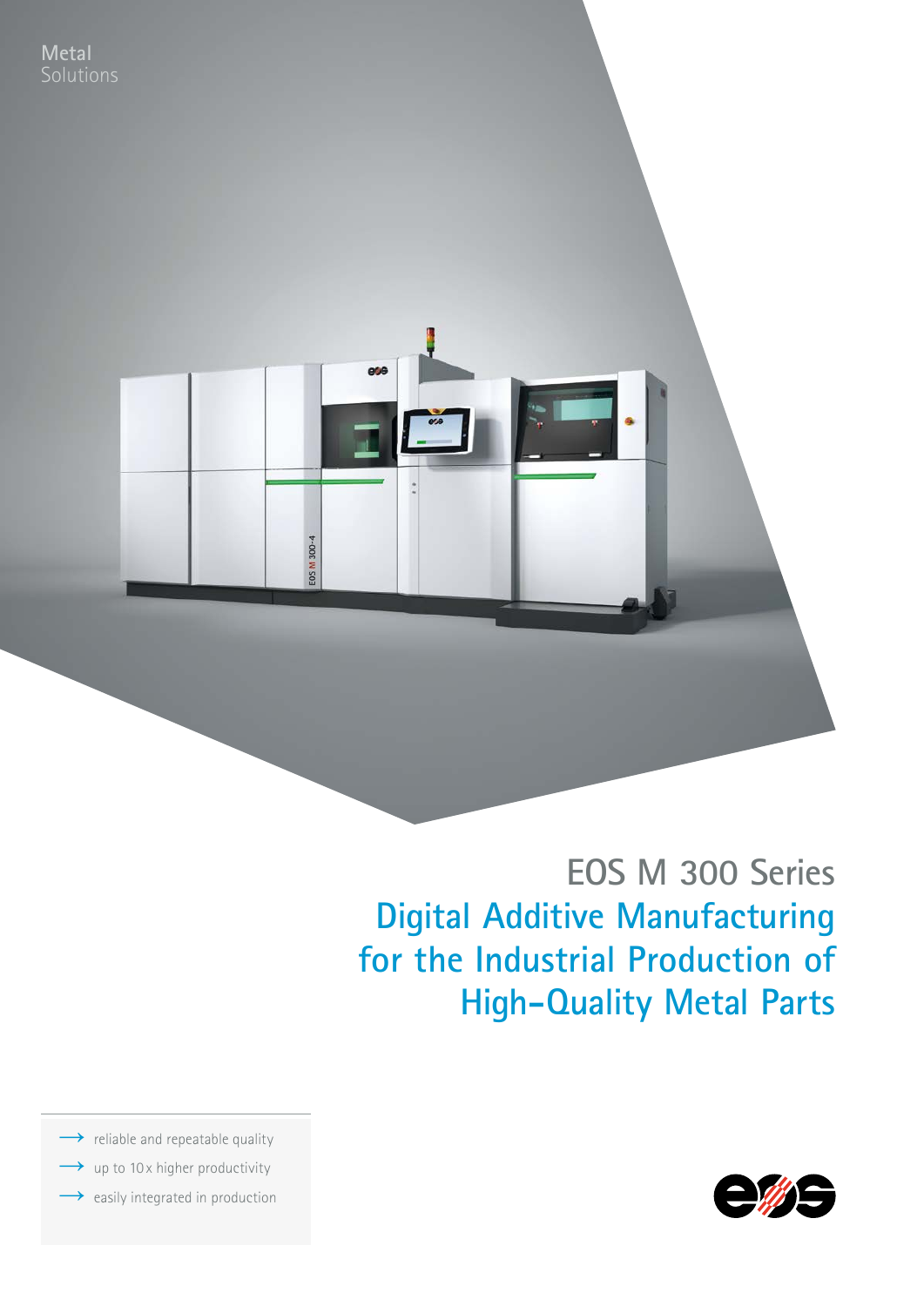Metal
Solutions

# EOS M 300 Series

## Digital Additive Manufacturing for the Industrial Production of High-Quality Metal Parts

- reliable and repeatable quality
- up to 10 x higher productivity
- easily integrated in production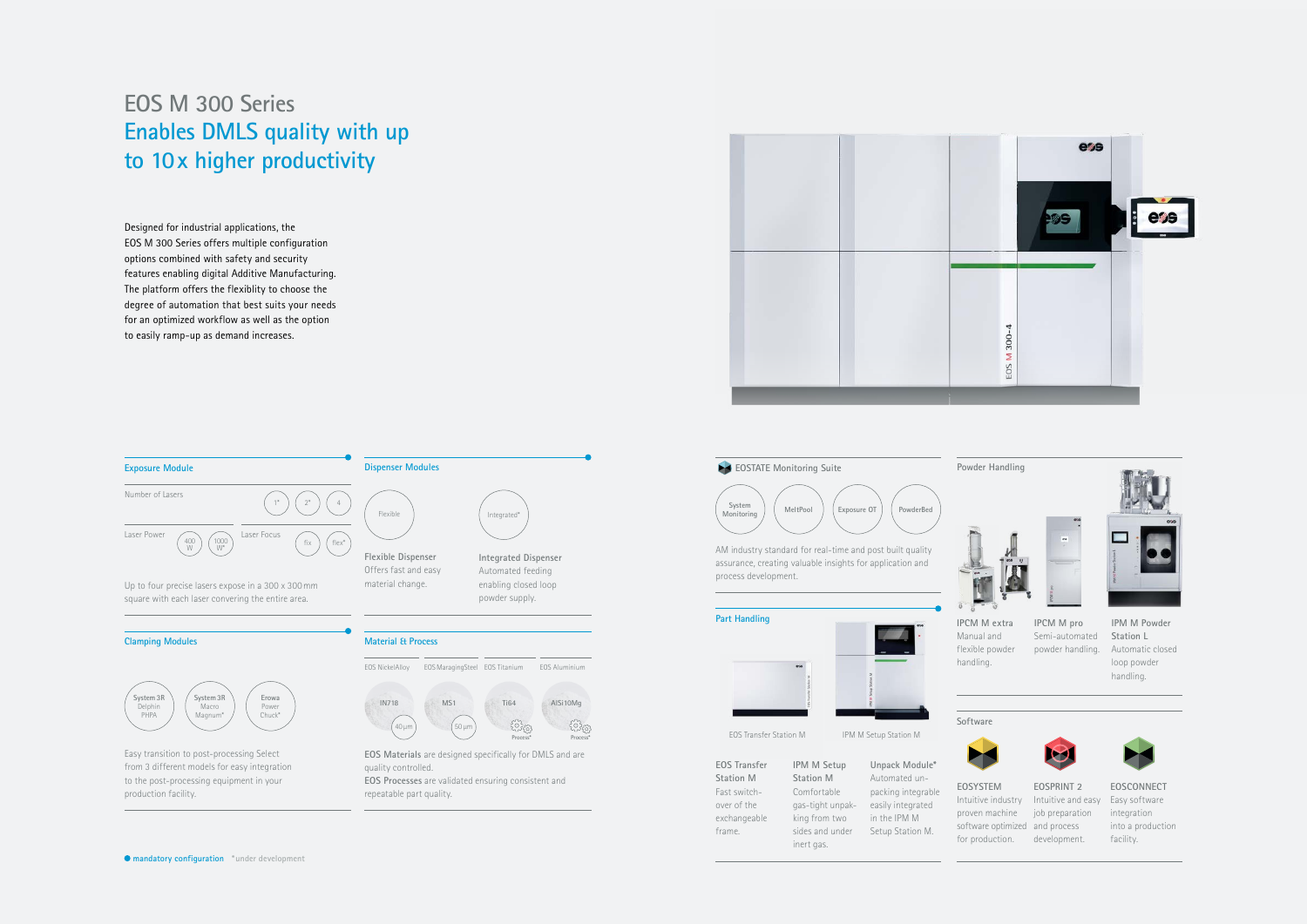# EOS M 300 Series

## Enables DMLS quality with up to 10x higher productivity

Designed for industrial applications, the EOS M 300 Series offers multiple configuration options combined with safety and security features enabling digital Additive Manufacturing. The platform offers the flexiblity to choose the degree of automation that best suits your needs for an optimized workflow as well as the option to easily ramp-up as demand increases.

### Exposure Module

Number of Lasers: 1* | 2* | 4

Laser Power: 400 W | 1000 W*

Laser Focus: fix | flex*

Up to four precise lasers expose in a 300 x 300 mm square with each laser converting the entire area.

### Dispenser Modules

Flexible | Integrated*

**Flexible Dispenser**
Offers fast and easy material change.

**Integrated Dispenser**
Automated feeding enabling closed loop powder supply.

### Clamping Modules

System 3R Delphin PHPA | System 3R Macro Magnum* | Erowa Power Chuck*

Easy transition to post-processing Select from 3 different models for easy integration to the post-processing equipment in your production facility.

### Material & Process

| EOS NickelAlloy | EOS MaragingSteel | EOS Titanium | EOS Aluminium |
|---|---|---|---|
| IN718 (40 µm) | MS1 (50 µm) | Ti64 (Process*) | AlSi10Mg (Process*) |

**EOS Materials** are designed specifically for DMLS and are quality controlled.
**EOS Processes** are validated ensuring consistent and repeatable part quality.

● mandatory configuration *under development

### EOSTATE Monitoring Suite

System Monitoring | MeltPool | Exposure OT | PowderBed

AM industry standard for real-time and post built quality assurance, creating valuable insights for application and process development.

### Part Handling

EOS Transfer Station M | IPM M Setup Station M

**EOS Transfer Station M**
Fast switch-over of the exchangeable frame.

**IPM M Setup Station M**
Comfortable gas-tight unpacking from two sides and under inert gas.

**Unpack Module***
Automated unpacking integrable easily integrated in the IPM M Setup Station M.

### Powder Handling

**IPCM M extra**
Manual and flexible powder handling.

**IPCM M pro**
Semi-automated powder handling.

**IPM M Powder Station L**
Automatic closed loop powder handling.

### Software

**EOSYSTEM**
Intuitive industry proven machine software optimized for production.

**EOSPRINT 2**
Intuitive and easy job preparation and process development.

**EOSCONNECT**
Easy software integration into a production facility.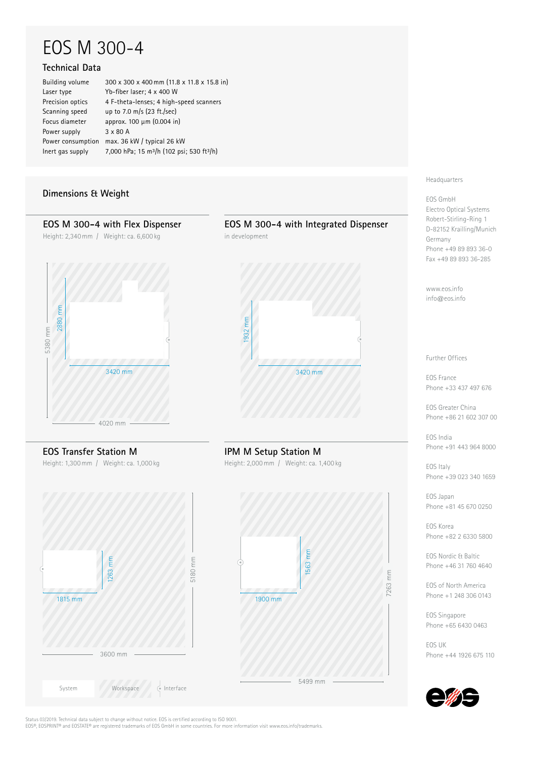# EOS M 300-4

## Technical Data

| | |
|---|---|
| Building volume | 300 x 300 x 400 mm (11.8 x 11.8 x 15.8 in) |
| Laser type | Yb-fiber laser; 4 x 400 W |
| Precision optics | 4 F-theta-lenses; 4 high-speed scanners |
| Scanning speed | up to 7.0 m/s (23 ft./sec) |
| Focus diameter | approx. 100 µm (0.004 in) |
| Power supply | 3 x 80 A |
| Power consumption | max. 36 kW / typical 26 kW |
| Inert gas supply | 7,000 hPa; 15 m³/h (102 psi; 530 ft³/h) |

## Dimensions & Weight

### EOS M 300-4 with Flex Dispenser

Height: 2,340 mm / Weight: ca. 6,600 kg

5380 mm
2880 mm
3420 mm
4020 mm

### EOS M 300-4 with Integrated Dispenser

in development

1932 mm
3420 mm

### EOS Transfer Station M

Height: 1,300 mm / Weight: ca. 1,000 kg

1263 mm
1815 mm
5180 mm
3600 mm

### IPM M Setup Station M

Height: 2,000 mm / Weight: ca. 1,400 kg

1563 mm
1900 mm
7263 mm
5499 mm

System
Workspace
Interface

Headquarters

EOS GmbH
Electro Optical Systems
Robert-Stirling-Ring 1
D-82152 Krailling/Munich
Germany
Phone +49 89 893 36-0
Fax +49 89 893 36-285

www.eos.info
info@eos.info

Further Offices

EOS France
Phone +33 437 497 676

EOS Greater China
Phone +86 21 602 307 00

EOS India
Phone +91 443 964 8000

EOS Italy
Phone +39 023 340 1659

EOS Japan
Phone +81 45 670 0250

EOS Korea
Phone +82 2 6330 5800

EOS Nordic & Baltic
Phone +46 31 760 4640

EOS of North America
Phone +1 248 306 0143

EOS Singapore
Phone +65 6430 0463

EOS UK
Phone +44 1926 675 110

Status 03/2019. Technical data subject to change without notice. EOS is certified according to ISO 9001.
EOS®, EOSPRINT® and EOSTATE® are registered trademarks of EOS GmbH in some countries. For more information visit www.eos.info/trademarks.